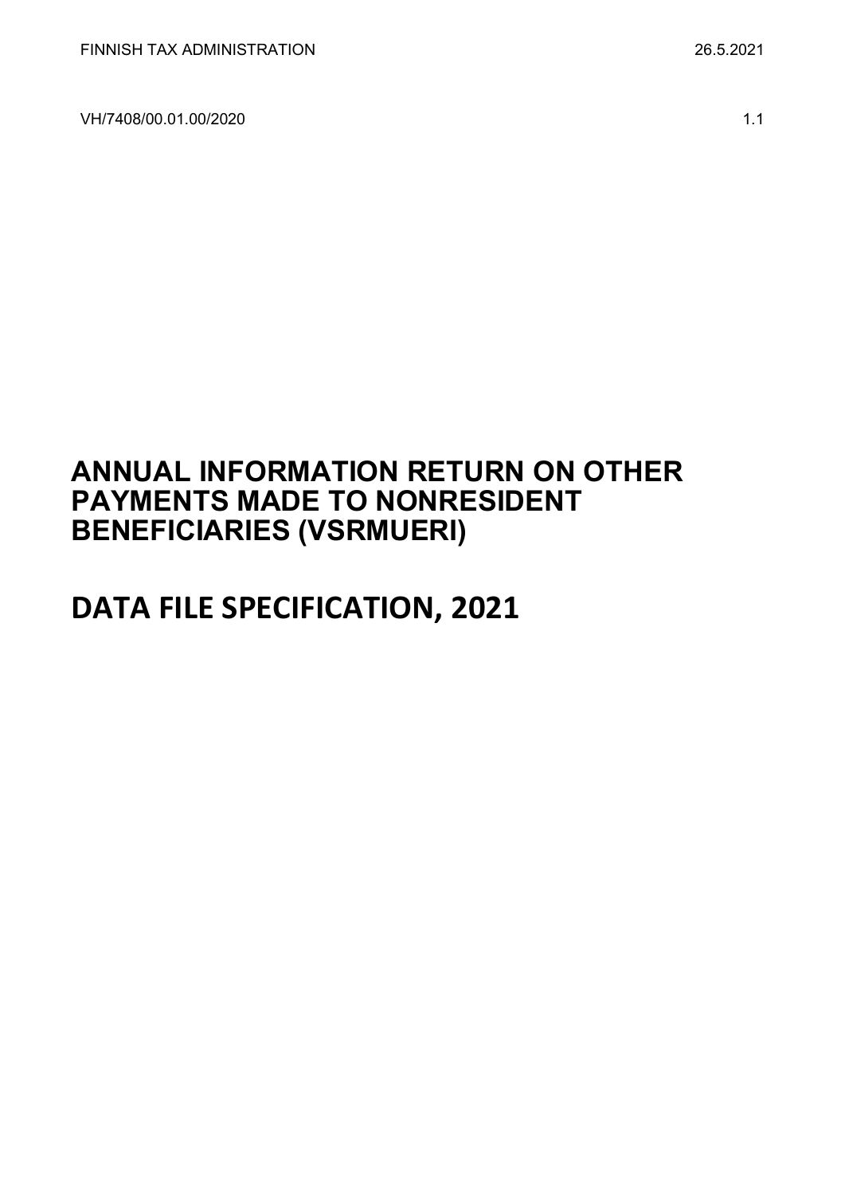FINNISH TAX ADMINISTRATION 26.5.2021

VH/7408/00.01.00/2020 1.1

# ANNUAL INFORMATION RETURN ON OTHER PAYMENTS MADE TO NONRESIDENT BENEFICIARIES (VSRMUERI)

# DATA FILE SPECIFICATION, 2021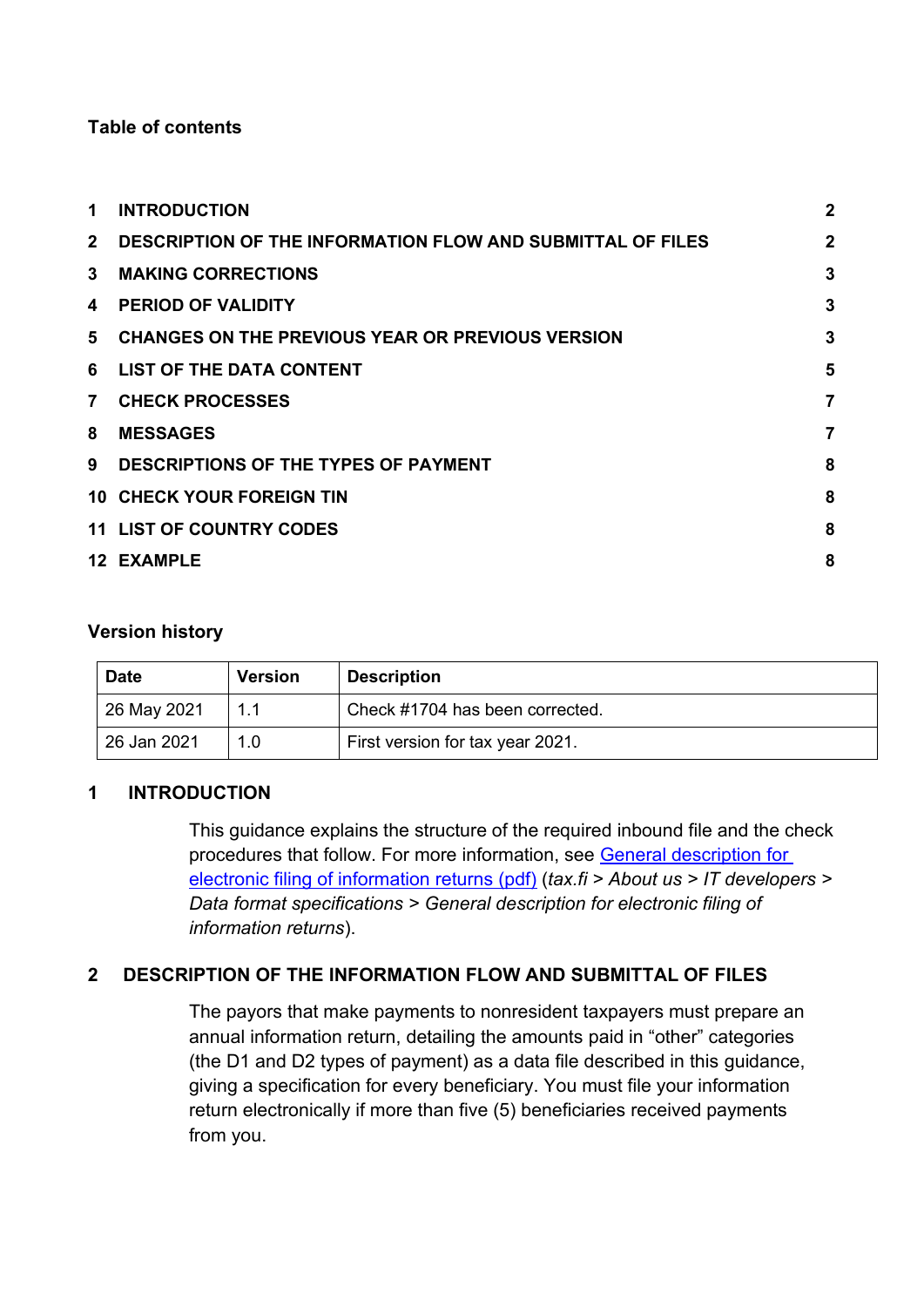**Table of contents**

| | | |
|---|---|---|
| 1 | INTRODUCTION | 2 |
| 2 | DESCRIPTION OF THE INFORMATION FLOW AND SUBMITTAL OF FILES | 2 |
| 3 | MAKING CORRECTIONS | 3 |
| 4 | PERIOD OF VALIDITY | 3 |
| 5 | CHANGES ON THE PREVIOUS YEAR OR PREVIOUS VERSION | 3 |
| 6 | LIST OF THE DATA CONTENT | 5 |
| 7 | CHECK PROCESSES | 7 |
| 8 | MESSAGES | 7 |
| 9 | DESCRIPTIONS OF THE TYPES OF PAYMENT | 8 |
| 10 | CHECK YOUR FOREIGN TIN | 8 |
| 11 | LIST OF COUNTRY CODES | 8 |
| 12 | EXAMPLE | 8 |

**Version history**

| Date | Version | Description |
|---|---|---|
| 26 May 2021 | 1.1 | Check #1704 has been corrected. |
| 26 Jan 2021 | 1.0 | First version for tax year 2021. |

## 1 INTRODUCTION

This guidance explains the structure of the required inbound file and the check procedures that follow. For more information, see [General description for electronic filing of information returns (pdf)](#) (*tax.fi > About us > IT developers > Data format specifications > General description for electronic filing of information returns*).

## 2 DESCRIPTION OF THE INFORMATION FLOW AND SUBMITTAL OF FILES

The payors that make payments to nonresident taxpayers must prepare an annual information return, detailing the amounts paid in "other" categories (the D1 and D2 types of payment) as a data file described in this guidance, giving a specification for every beneficiary. You must file your information return electronically if more than five (5) beneficiaries received payments from you.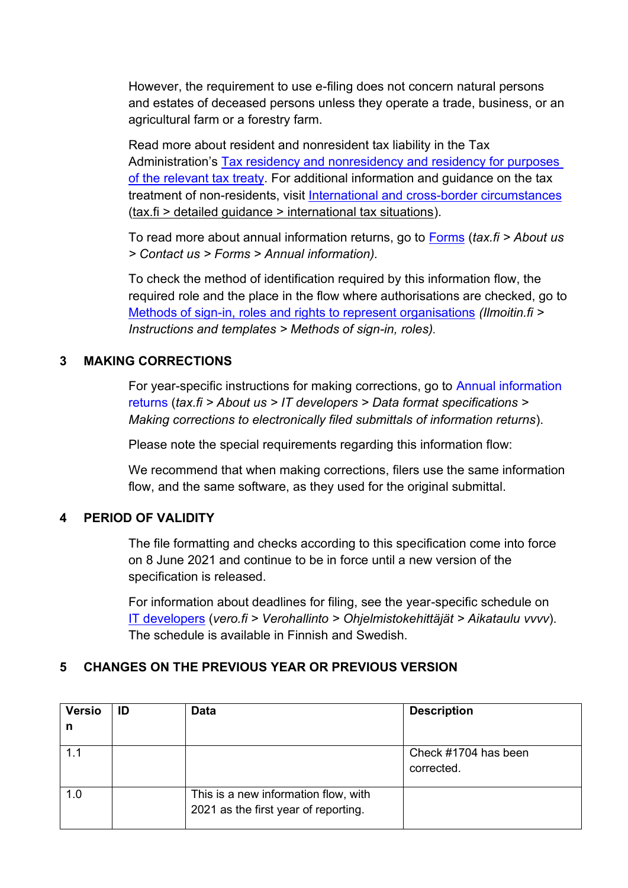However, the requirement to use e-filing does not concern natural persons and estates of deceased persons unless they operate a trade, business, or an agricultural farm or a forestry farm.

Read more about resident and nonresident tax liability in the Tax Administration's Tax residency and nonresidency and residency for purposes of the relevant tax treaty. For additional information and guidance on the tax treatment of non-residents, visit International and cross-border circumstances (tax.fi > detailed guidance > international tax situations).

To read more about annual information returns, go to Forms (*tax.fi > About us > Contact us > Forms > Annual information).*

To check the method of identification required by this information flow, the required role and the place in the flow where authorisations are checked, go to Methods of sign-in, roles and rights to represent organisations *(Ilmoitin.fi > Instructions and templates > Methods of sign-in, roles).*

## 3 MAKING CORRECTIONS

For year-specific instructions for making corrections, go to Annual information returns (*tax.fi > About us > IT developers > Data format specifications > Making corrections to electronically filed submittals of information returns*).

Please note the special requirements regarding this information flow:

We recommend that when making corrections, filers use the same information flow, and the same software, as they used for the original submittal.

## 4 PERIOD OF VALIDITY

The file formatting and checks according to this specification come into force on 8 June 2021 and continue to be in force until a new version of the specification is released.

For information about deadlines for filing, see the year-specific schedule on IT developers (*vero.fi > Verohallinto > Ohjelmistokehittäjät > Aikataulu vvvv*). The schedule is available in Finnish and Swedish.

## 5 CHANGES ON THE PREVIOUS YEAR OR PREVIOUS VERSION

| Version | ID | Data | Description |
|---|---|---|---|
| 1.1 | | | Check #1704 has been corrected. |
| 1.0 | | This is a new information flow, with 2021 as the first year of reporting. | |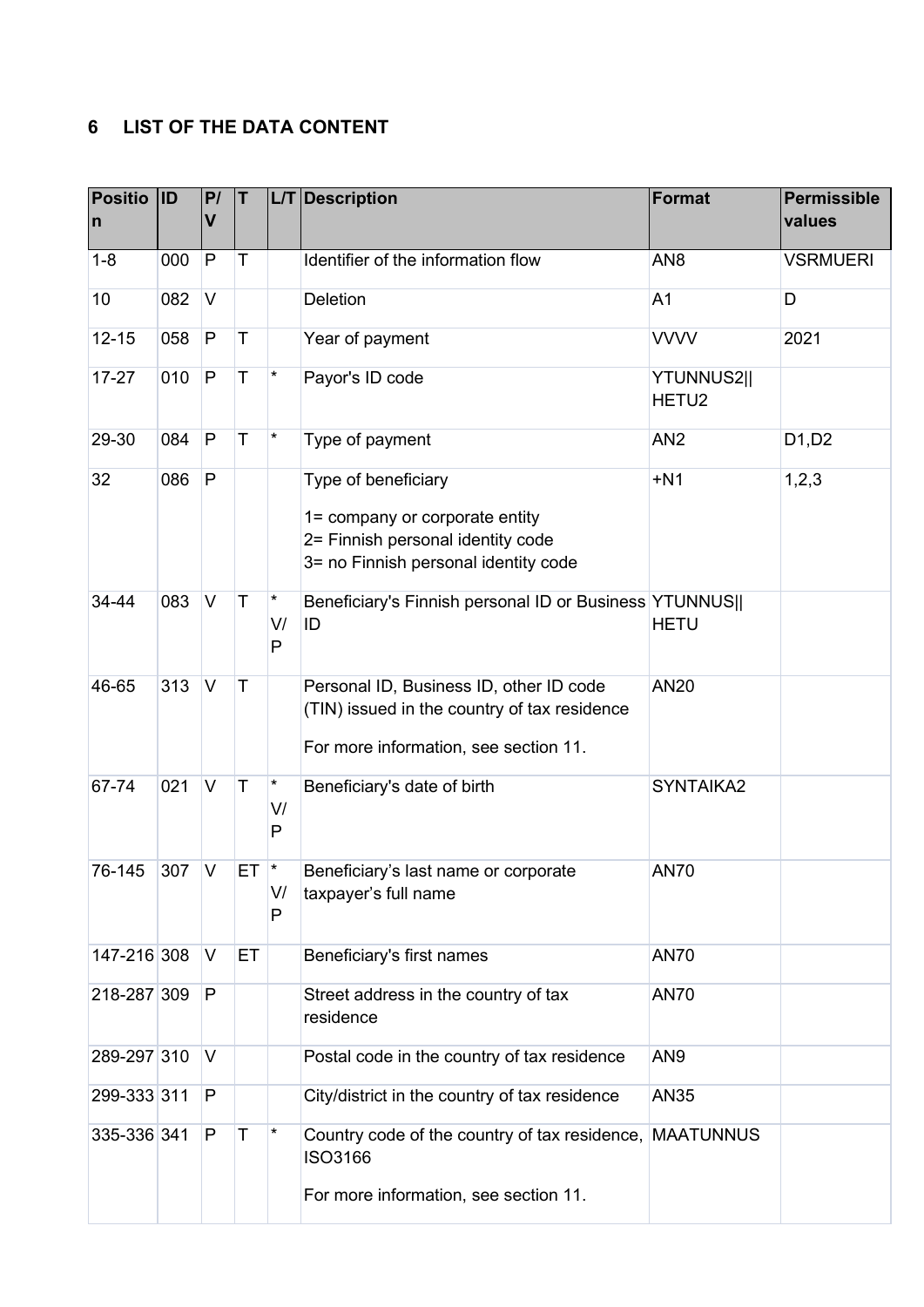## 6 LIST OF THE DATA CONTENT

| Position | ID | P/V | T | L/T | Description | Format | Permissible values |
|---|---|---|---|---|---|---|---|
| 1-8 | 000 | P | T | | Identifier of the information flow | AN8 | VSRMUERI |
| 10 | 082 | V | | | Deletion | A1 | D |
| 12-15 | 058 | P | T | | Year of payment | VVVV | 2021 |
| 17-27 | 010 | P | T | * | Payor's ID code | YTUNNUS2\|\| HETU2 | |
| 29-30 | 084 | P | T | * | Type of payment | AN2 | D1,D2 |
| 32 | 086 | P | | | Type of beneficiary<br><br>1= company or corporate entity<br>2= Finnish personal identity code<br>3= no Finnish personal identity code | +N1 | 1,2,3 |
| 34-44 | 083 | V | T | * V/P | Beneficiary's Finnish personal ID or Business ID | YTUNNUS\|\| HETU | |
| 46-65 | 313 | V | T | | Personal ID, Business ID, other ID code (TIN) issued in the country of tax residence<br><br>For more information, see section 11. | AN20 | |
| 67-74 | 021 | V | T | * V/P | Beneficiary's date of birth | SYNTAIKA2 | |
| 76-145 | 307 | V | ET | * V/P | Beneficiary's last name or corporate taxpayer's full name | AN70 | |
| 147-216 | 308 | V | ET | | Beneficiary's first names | AN70 | |
| 218-287 | 309 | P | | | Street address in the country of tax residence | AN70 | |
| 289-297 | 310 | V | | | Postal code in the country of tax residence | AN9 | |
| 299-333 | 311 | P | | | City/district in the country of tax residence | AN35 | |
| 335-336 | 341 | P | T | * | Country code of the country of tax residence, ISO3166<br><br>For more information, see section 11. | MAATUNNUS | |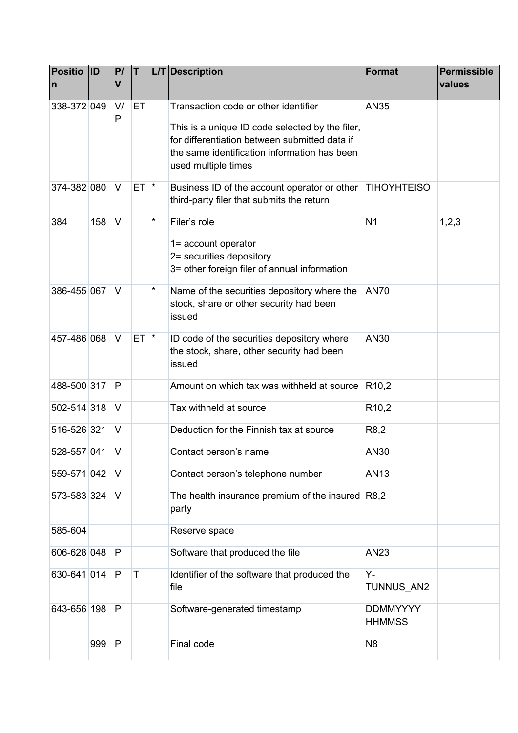| Position | ID | P/V | T | L/T | Description | Format | Permissible values |
|---|---|---|---|---|---|---|---|
| 338-372 | 049 | V/P | ET | | Transaction code or other identifier<br><br>This is a unique ID code selected by the filer, for differentiation between submitted data if the same identification information has been used multiple times | AN35 | |
| 374-382 | 080 | V | ET | * | Business ID of the account operator or other third-party filer that submits the return | TIHOYHTEISO | |
| 384 | 158 | V | | * | Filer’s role<br><br>1= account operator<br>2= securities depository<br>3= other foreign filer of annual information | N1 | 1,2,3 |
| 386-455 | 067 | V | | * | Name of the securities depository where the stock, share or other security had been issued | AN70 | |
| 457-486 | 068 | V | ET | * | ID code of the securities depository where the stock, share, other security had been issued | AN30 | |
| 488-500 | 317 | P | | | Amount on which tax was withheld at source | R10,2 | |
| 502-514 | 318 | V | | | Tax withheld at source | R10,2 | |
| 516-526 | 321 | V | | | Deduction for the Finnish tax at source | R8,2 | |
| 528-557 | 041 | V | | | Contact person’s name | AN30 | |
| 559-571 | 042 | V | | | Contact person’s telephone number | AN13 | |
| 573-583 | 324 | V | | | The health insurance premium of the insured party | R8,2 | |
| 585-604 | | | | | Reserve space | | |
| 606-628 | 048 | P | | | Software that produced the file | AN23 | |
| 630-641 | 014 | P | T | | Identifier of the software that produced the file | Y-TUNNUS_AN2 | |
| 643-656 | 198 | P | | | Software-generated timestamp | DDMMYYYY HHMMSS | |
| | 999 | P | | | Final code | N8 | |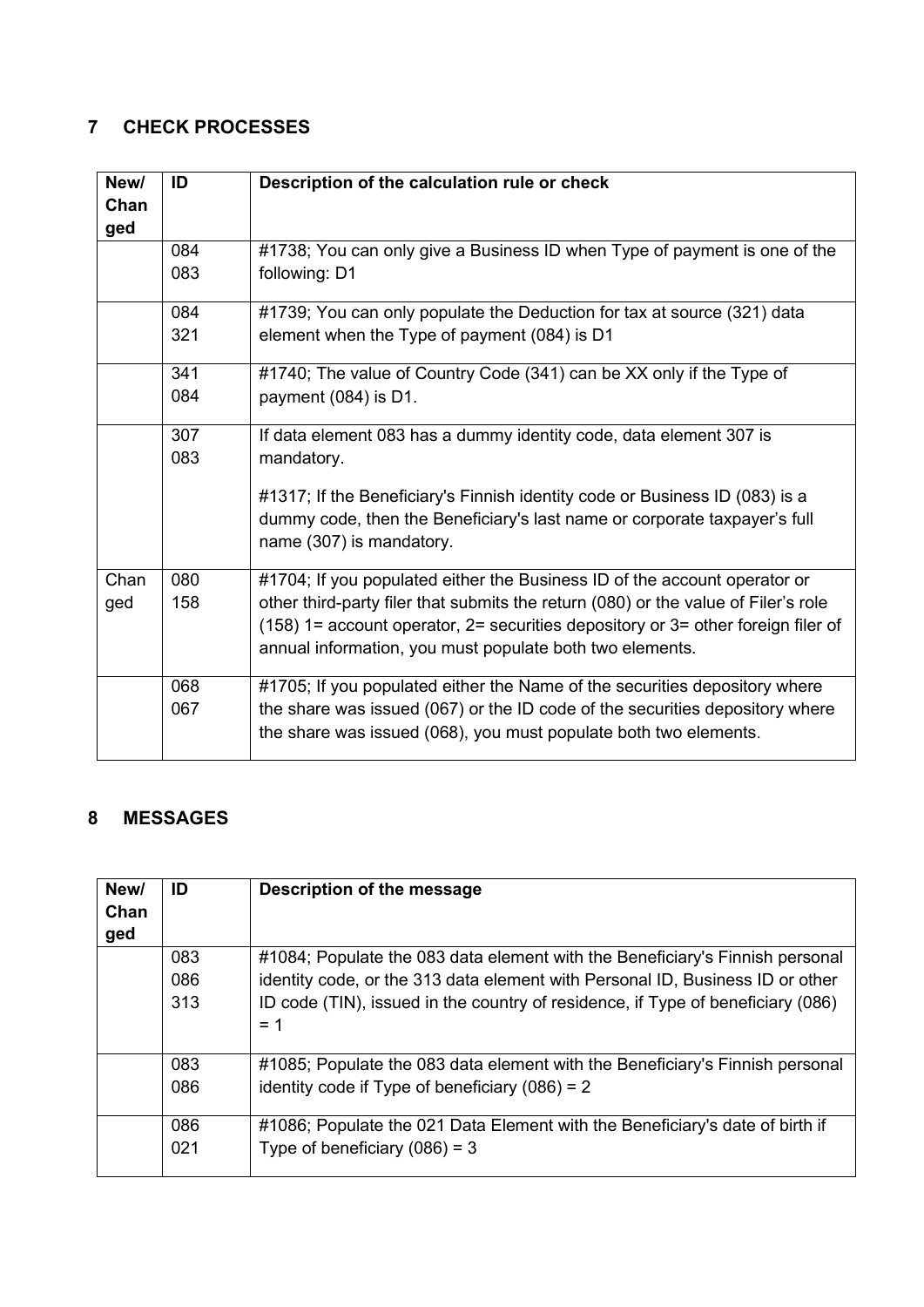## 7 CHECK PROCESSES

| New/ Changed | ID | Description of the calculation rule or check |
|---|---|---|
| | 084<br>083 | #1738; You can only give a Business ID when Type of payment is one of the following: D1 |
| | 084<br>321 | #1739; You can only populate the Deduction for tax at source (321) data element when the Type of payment (084) is D1 |
| | 341<br>084 | #1740; The value of Country Code (341) can be XX only if the Type of payment (084) is D1. |
| | 307<br>083 | If data element 083 has a dummy identity code, data element 307 is mandatory.<br><br>#1317; If the Beneficiary's Finnish identity code or Business ID (083) is a dummy code, then the Beneficiary's last name or corporate taxpayer's full name (307) is mandatory. |
| Changed | 080<br>158 | #1704; If you populated either the Business ID of the account operator or other third-party filer that submits the return (080) or the value of Filer's role (158) 1= account operator, 2= securities depository or 3= other foreign filer of annual information, you must populate both two elements. |
| | 068<br>067 | #1705; If you populated either the Name of the securities depository where the share was issued (067) or the ID code of the securities depository where the share was issued (068), you must populate both two elements. |

## 8 MESSAGES

| New/ Changed | ID | Description of the message |
|---|---|---|
| | 083<br>086<br>313 | #1084; Populate the 083 data element with the Beneficiary's Finnish personal identity code, or the 313 data element with Personal ID, Business ID or other ID code (TIN), issued in the country of residence, if Type of beneficiary (086) = 1 |
| | 083<br>086 | #1085; Populate the 083 data element with the Beneficiary's Finnish personal identity code if Type of beneficiary (086) = 2 |
| | 086<br>021 | #1086; Populate the 021 Data Element with the Beneficiary's date of birth if Type of beneficiary (086) = 3 |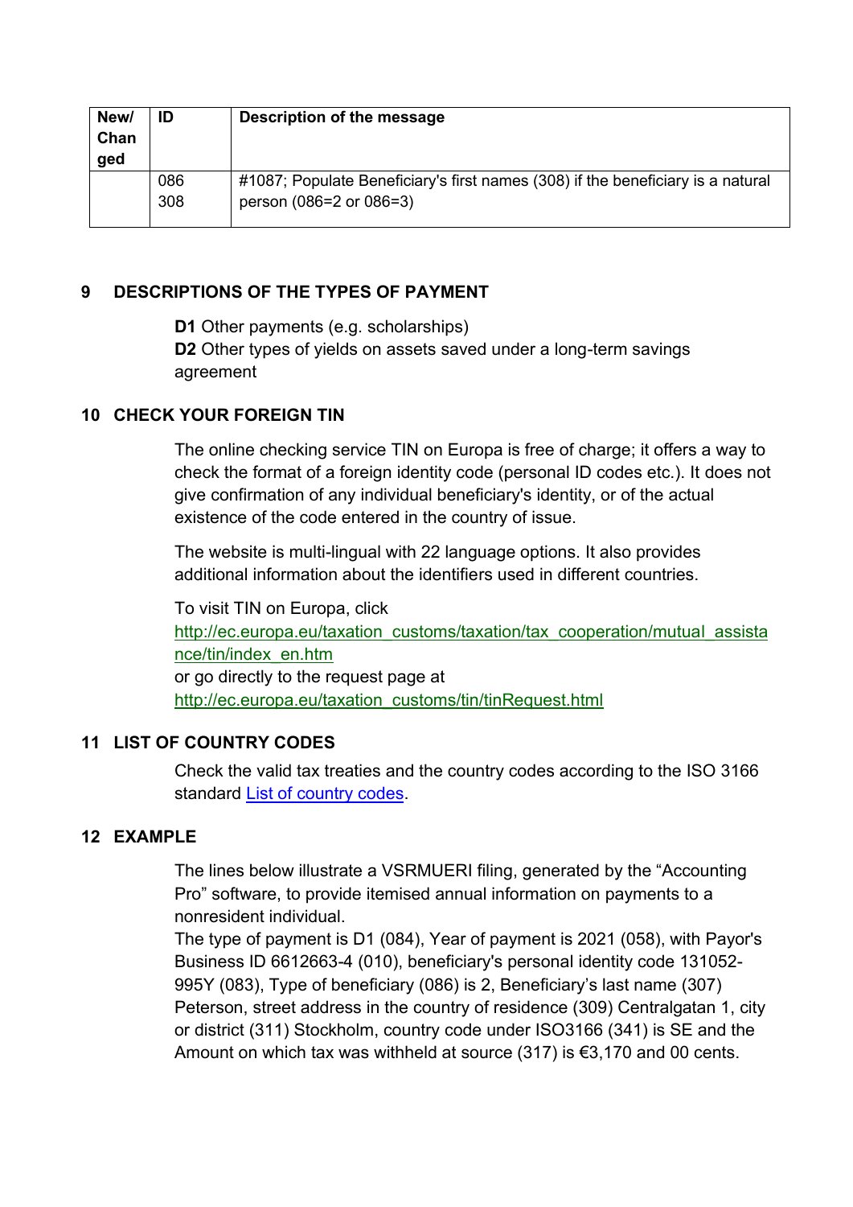| New/ Changed | ID | Description of the message |
| --- | --- | --- |
| | 086 308 | #1087; Populate Beneficiary's first names (308) if the beneficiary is a natural person (086=2 or 086=3) |

## 9 DESCRIPTIONS OF THE TYPES OF PAYMENT

**D1** Other payments (e.g. scholarships)
**D2** Other types of yields on assets saved under a long-term savings agreement

## 10 CHECK YOUR FOREIGN TIN

The online checking service TIN on Europa is free of charge; it offers a way to check the format of a foreign identity code (personal ID codes etc.). It does not give confirmation of any individual beneficiary's identity, or of the actual existence of the code entered in the country of issue.

The website is multi-lingual with 22 language options. It also provides additional information about the identifiers used in different countries.

To visit TIN on Europa, click
[http://ec.europa.eu/taxation_customs/taxation/tax_cooperation/mutual_assistance/tin/index_en.htm](http://ec.europa.eu/taxation_customs/taxation/tax_cooperation/mutual_assistance/tin/index_en.htm)
or go directly to the request page at
[http://ec.europa.eu/taxation_customs/tin/tinRequest.html](http://ec.europa.eu/taxation_customs/tin/tinRequest.html)

## 11 LIST OF COUNTRY CODES

Check the valid tax treaties and the country codes according to the ISO 3166 standard List of country codes.

## 12 EXAMPLE

The lines below illustrate a VSRMUERI filing, generated by the "Accounting Pro" software, to provide itemised annual information on payments to a nonresident individual.
The type of payment is D1 (084), Year of payment is 2021 (058), with Payor's Business ID 6612663-4 (010), beneficiary's personal identity code 131052-995Y (083), Type of beneficiary (086) is 2, Beneficiary's last name (307) Peterson, street address in the country of residence (309) Centralgatan 1, city or district (311) Stockholm, country code under ISO3166 (341) is SE and the Amount on which tax was withheld at source (317) is €3,170 and 00 cents.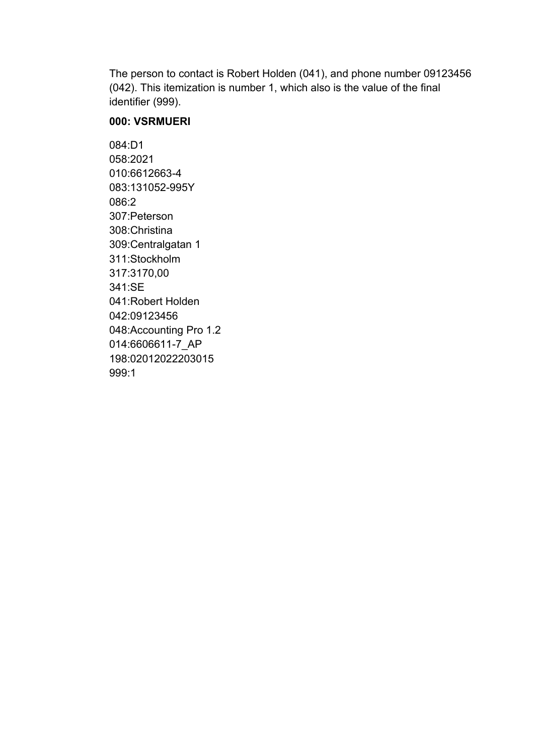The person to contact is Robert Holden (041), and phone number 09123456 (042). This itemization is number 1, which also is the value of the final identifier (999).

**000: VSRMUERI**

084:D1
058:2021
010:6612663-4
083:131052-995Y
086:2
307:Peterson
308:Christina
309:Centralgatan 1
311:Stockholm
317:3170,00
341:SE
041:Robert Holden
042:09123456
048:Accounting Pro 1.2
014:6606611-7_AP
198:02012022203015
999:1